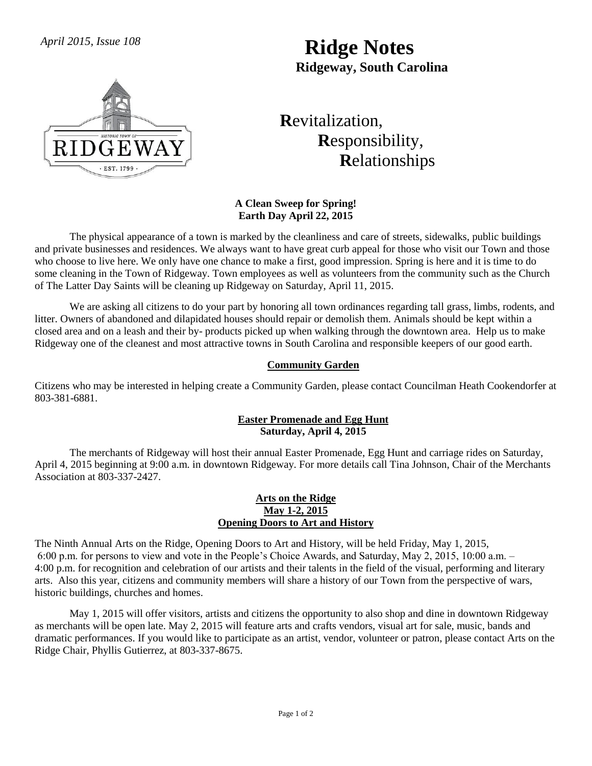*April 2015, Issue 108*

# Ridge Notes

**Ridgeway, South Carolina**

**R**evitalization,
**R**esponsibility,
**R**elationships

### A Clean Sweep for Spring!
### Earth Day April 22, 2015

The physical appearance of a town is marked by the cleanliness and care of streets, sidewalks, public buildings and private businesses and residences. We always want to have great curb appeal for those who visit our Town and those who choose to live here. We only have one chance to make a first, good impression. Spring is here and it is time to do some cleaning in the Town of Ridgeway. Town employees as well as volunteers from the community such as the Church of The Latter Day Saints will be cleaning up Ridgeway on Saturday, April 11, 2015.

We are asking all citizens to do your part by honoring all town ordinances regarding tall grass, limbs, rodents, and litter. Owners of abandoned and dilapidated houses should repair or demolish them. Animals should be kept within a closed area and on a leash and their by- products picked up when walking through the downtown area. Help us to make Ridgeway one of the cleanest and most attractive towns in South Carolina and responsible keepers of our good earth.

### Community Garden

Citizens who may be interested in helping create a Community Garden, please contact Councilman Heath Cookendorfer at 803-381-6881.

### Easter Promenade and Egg Hunt
### Saturday, April 4, 2015

The merchants of Ridgeway will host their annual Easter Promenade, Egg Hunt and carriage rides on Saturday, April 4, 2015 beginning at 9:00 a.m. in downtown Ridgeway. For more details call Tina Johnson, Chair of the Merchants Association at 803-337-2427.

### Arts on the Ridge
### May 1-2, 2015
### Opening Doors to Art and History

The Ninth Annual Arts on the Ridge, Opening Doors to Art and History, will be held Friday, May 1, 2015, 6:00 p.m. for persons to view and vote in the People's Choice Awards, and Saturday, May 2, 2015, 10:00 a.m. – 4:00 p.m. for recognition and celebration of our artists and their talents in the field of the visual, performing and literary arts. Also this year, citizens and community members will share a history of our Town from the perspective of wars, historic buildings, churches and homes.

May 1, 2015 will offer visitors, artists and citizens the opportunity to also shop and dine in downtown Ridgeway as merchants will be open late. May 2, 2015 will feature arts and crafts vendors, visual art for sale, music, bands and dramatic performances. If you would like to participate as an artist, vendor, volunteer or patron, please contact Arts on the Ridge Chair, Phyllis Gutierrez, at 803-337-8675.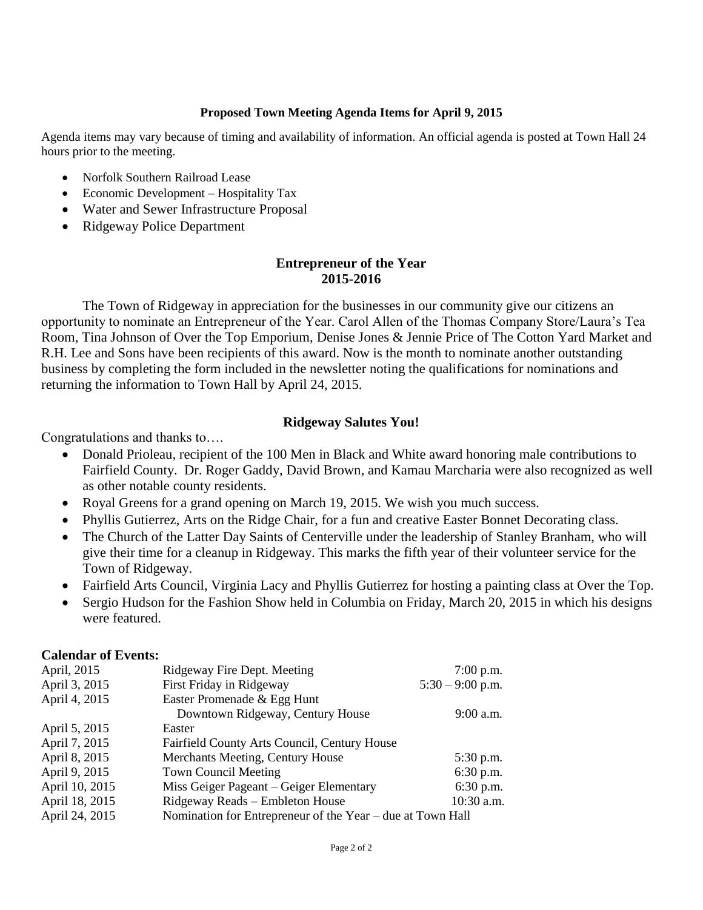**Proposed Town Meeting Agenda Items for April 9, 2015**

Agenda items may vary because of timing and availability of information. An official agenda is posted at Town Hall 24 hours prior to the meeting.

- Norfolk Southern Railroad Lease
- Economic Development – Hospitality Tax
- Water and Sewer Infrastructure Proposal
- Ridgeway Police Department

## Entrepreneur of the Year
## 2015-2016

The Town of Ridgeway in appreciation for the businesses in our community give our citizens an opportunity to nominate an Entrepreneur of the Year. Carol Allen of the Thomas Company Store/Laura's Tea Room, Tina Johnson of Over the Top Emporium, Denise Jones & Jennie Price of The Cotton Yard Market and R.H. Lee and Sons have been recipients of this award. Now is the month to nominate another outstanding business by completing the form included in the newsletter noting the qualifications for nominations and returning the information to Town Hall by April 24, 2015.

## Ridgeway Salutes You!

Congratulations and thanks to….

- Donald Prioleau, recipient of the 100 Men in Black and White award honoring male contributions to Fairfield County. Dr. Roger Gaddy, David Brown, and Kamau Marcharia were also recognized as well as other notable county residents.
- Royal Greens for a grand opening on March 19, 2015. We wish you much success.
- Phyllis Gutierrez, Arts on the Ridge Chair, for a fun and creative Easter Bonnet Decorating class.
- The Church of the Latter Day Saints of Centerville under the leadership of Stanley Branham, who will give their time for a cleanup in Ridgeway. This marks the fifth year of their volunteer service for the Town of Ridgeway.
- Fairfield Arts Council, Virginia Lacy and Phyllis Gutierrez for hosting a painting class at Over the Top.
- Sergio Hudson for the Fashion Show held in Columbia on Friday, March 20, 2015 in which his designs were featured.

**Calendar of Events:**

| | | |
|---|---|---|
| April, 2015 | Ridgeway Fire Dept. Meeting | 7:00 p.m. |
| April 3, 2015 | First Friday in Ridgeway | 5:30 – 9:00 p.m. |
| April 4, 2015 | Easter Promenade & Egg Hunt Downtown Ridgeway, Century House | 9:00 a.m. |
| April 5, 2015 | Easter | |
| April 7, 2015 | Fairfield County Arts Council, Century House | |
| April 8, 2015 | Merchants Meeting, Century House | 5:30 p.m. |
| April 9, 2015 | Town Council Meeting | 6:30 p.m. |
| April 10, 2015 | Miss Geiger Pageant – Geiger Elementary | 6:30 p.m. |
| April 18, 2015 | Ridgeway Reads – Embleton House | 10:30 a.m. |
| April 24, 2015 | Nomination for Entrepreneur of the Year – due at Town Hall | |